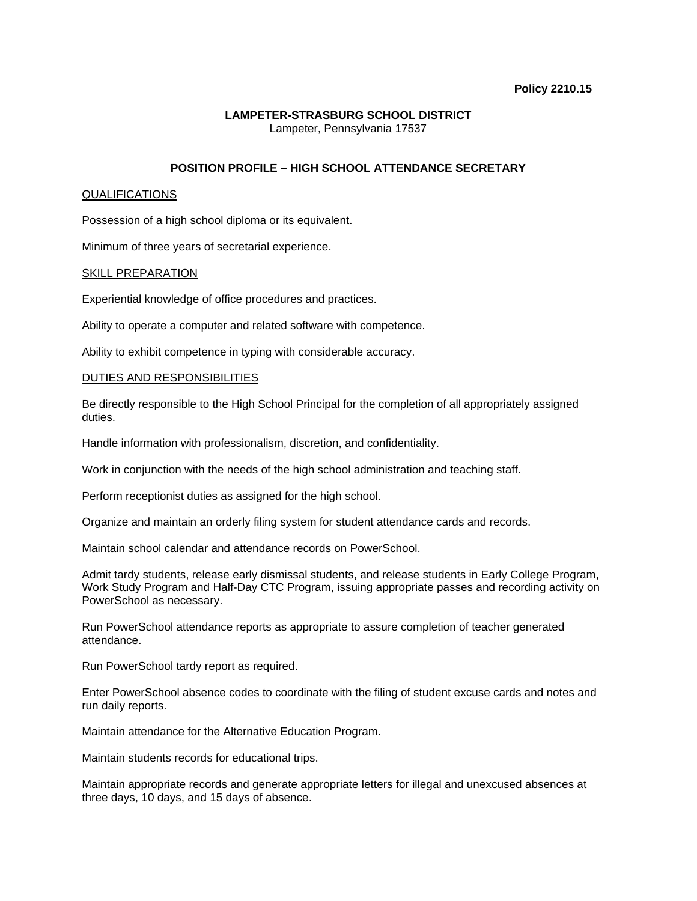**Policy 2210.15**

**LAMPETER-STRASBURG SCHOOL DISTRICT**
Lampeter, Pennsylvania 17537

# POSITION PROFILE – HIGH SCHOOL ATTENDANCE SECRETARY

## QUALIFICATIONS

Possession of a high school diploma or its equivalent.

Minimum of three years of secretarial experience.

## SKILL PREPARATION

Experiential knowledge of office procedures and practices.

Ability to operate a computer and related software with competence.

Ability to exhibit competence in typing with considerable accuracy.

## DUTIES AND RESPONSIBILITIES

Be directly responsible to the High School Principal for the completion of all appropriately assigned duties.

Handle information with professionalism, discretion, and confidentiality.

Work in conjunction with the needs of the high school administration and teaching staff.

Perform receptionist duties as assigned for the high school.

Organize and maintain an orderly filing system for student attendance cards and records.

Maintain school calendar and attendance records on PowerSchool.

Admit tardy students, release early dismissal students, and release students in Early College Program, Work Study Program and Half-Day CTC Program, issuing appropriate passes and recording activity on PowerSchool as necessary.

Run PowerSchool attendance reports as appropriate to assure completion of teacher generated attendance.

Run PowerSchool tardy report as required.

Enter PowerSchool absence codes to coordinate with the filing of student excuse cards and notes and run daily reports.

Maintain attendance for the Alternative Education Program.

Maintain students records for educational trips.

Maintain appropriate records and generate appropriate letters for illegal and unexcused absences at three days, 10 days, and 15 days of absence.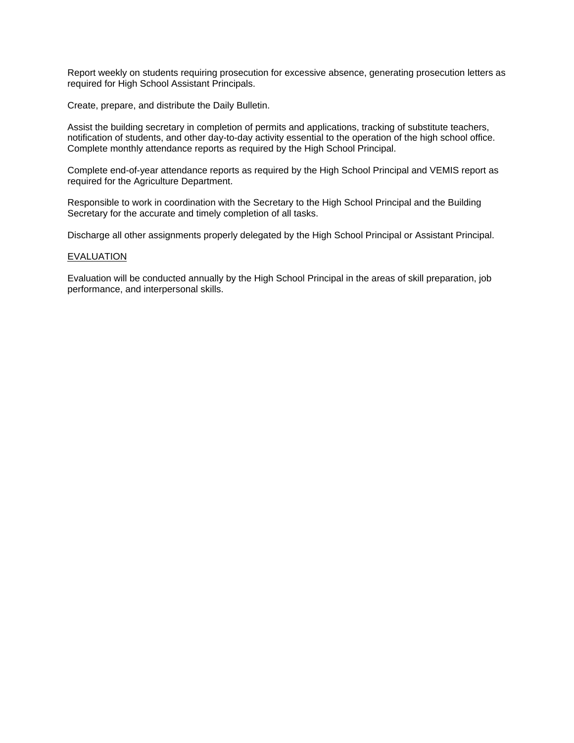Report weekly on students requiring prosecution for excessive absence, generating prosecution letters as required for High School Assistant Principals.

Create, prepare, and distribute the Daily Bulletin.

Assist the building secretary in completion of permits and applications, tracking of substitute teachers, notification of students, and other day-to-day activity essential to the operation of the high school office. Complete monthly attendance reports as required by the High School Principal.

Complete end-of-year attendance reports as required by the High School Principal and VEMIS report as required for the Agriculture Department.

Responsible to work in coordination with the Secretary to the High School Principal and the Building Secretary for the accurate and timely completion of all tasks.

Discharge all other assignments properly delegated by the High School Principal or Assistant Principal.

<u>EVALUATION</u>

Evaluation will be conducted annually by the High School Principal in the areas of skill preparation, job performance, and interpersonal skills.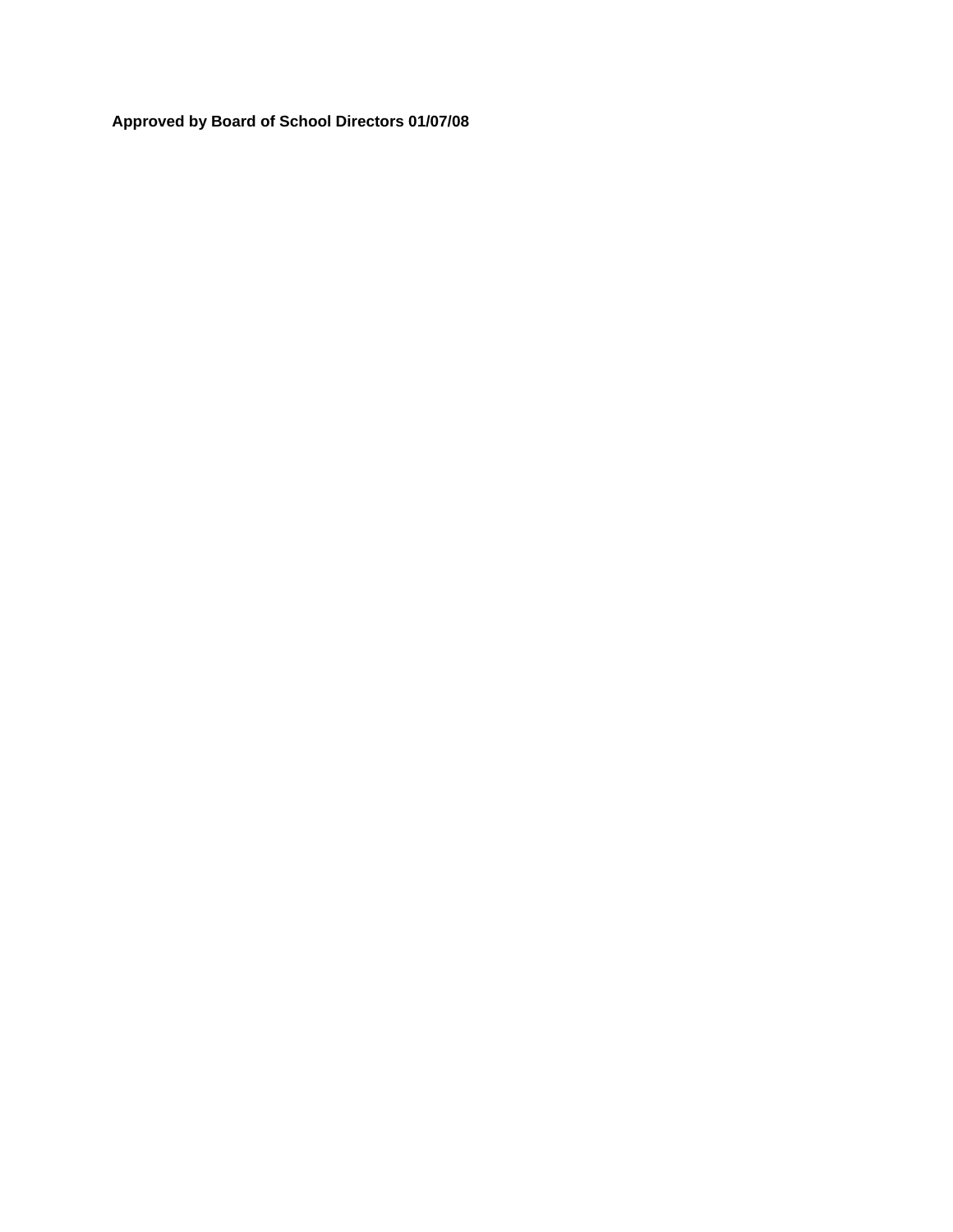**Approved by Board of School Directors 01/07/08**